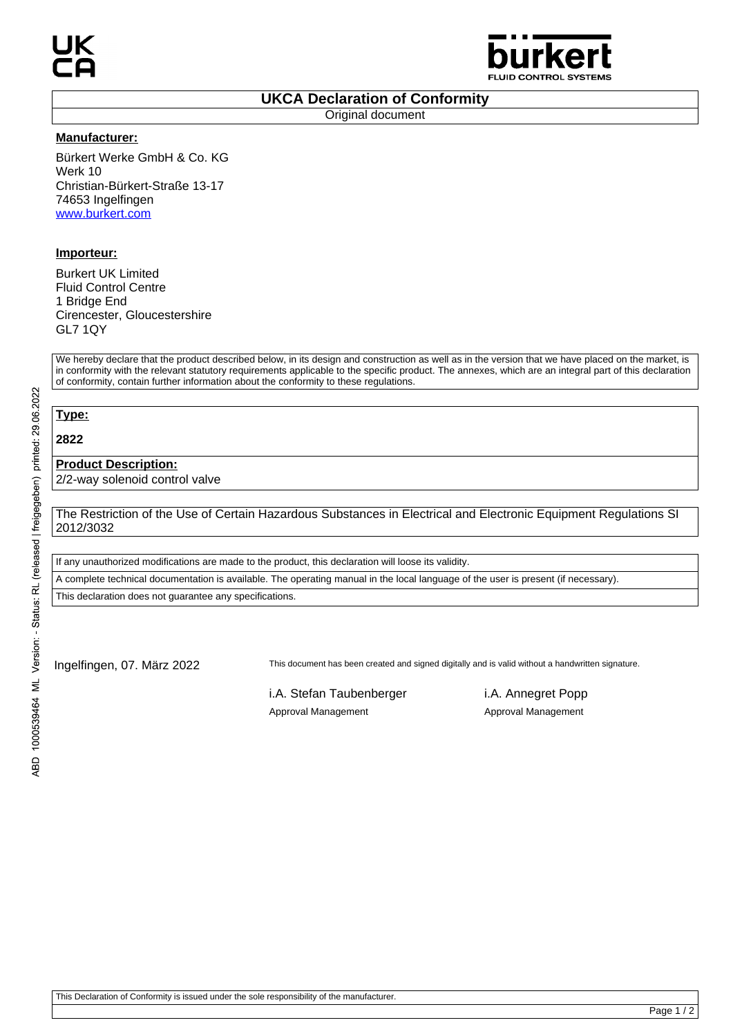# UKCA Declaration of Conformity

Original document

**Manufacturer:**

Bürkert Werke GmbH & Co. KG
Werk 10
Christian-Bürkert-Straße 13-17
74653 Ingelfingen
www.burkert.com

**Importeur:**

Burkert UK Limited
Fluid Control Centre
1 Bridge End
Cirencester, Gloucestershire
GL7 1QY

We hereby declare that the product described below, in its design and construction as well as in the version that we have placed on the market, is in conformity with the relevant statutory requirements applicable to the specific product. The annexes, which are an integral part of this declaration of conformity, contain further information about the conformity to these regulations.

**Type:**

**2822**

**Product Description:**

2/2-way solenoid control valve

The Restriction of the Use of Certain Hazardous Substances in Electrical and Electronic Equipment Regulations SI 2012/3032

If any unauthorized modifications are made to the product, this declaration will loose its validity.

A complete technical documentation is available. The operating manual in the local language of the user is present (if necessary).

This declaration does not guarantee any specifications.

Ingelfingen, 07. März 2022

This document has been created and signed digitally and is valid without a handwritten signature.

i.A. Stefan Taubenberger
Approval Management

i.A. Annegret Popp
Approval Management

This Declaration of Conformity is issued under the sole responsibility of the manufacturer.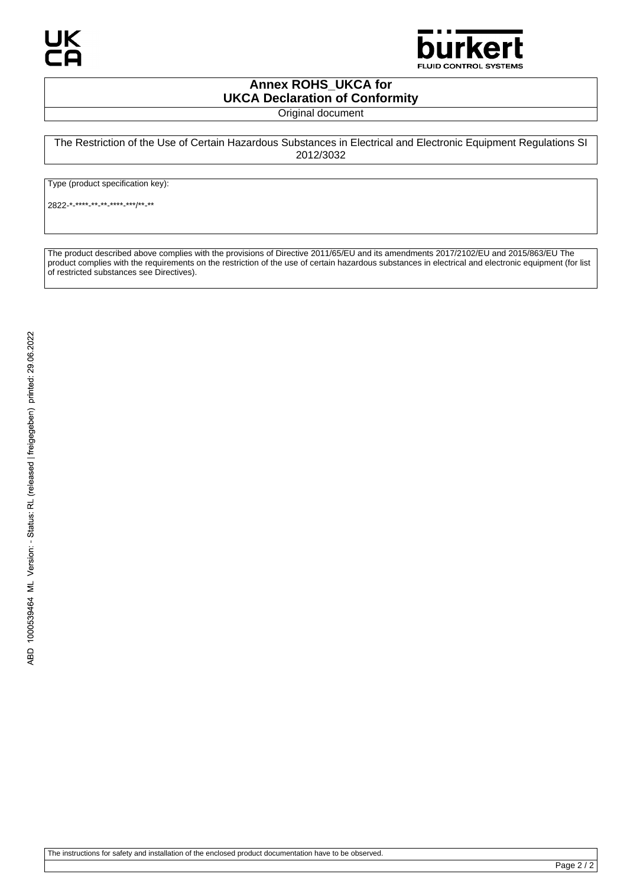# Annex ROHS_UKCA for UKCA Declaration of Conformity

Original document

The Restriction of the Use of Certain Hazardous Substances in Electrical and Electronic Equipment Regulations SI 2012/3032

Type (product specification key):

2822-*-****-**-**-****-***/**-**

The product described above complies with the provisions of Directive 2011/65/EU and its amendments 2017/2102/EU and 2015/863/EU The product complies with the requirements on the restriction of the use of certain hazardous substances in electrical and electronic equipment (for list of restricted substances see Directives).

ABD 1000539464 ML Version: - Status: RL (released | freigegeben) printed: 29.06.2022

The instructions for safety and installation of the enclosed product documentation have to be observed.